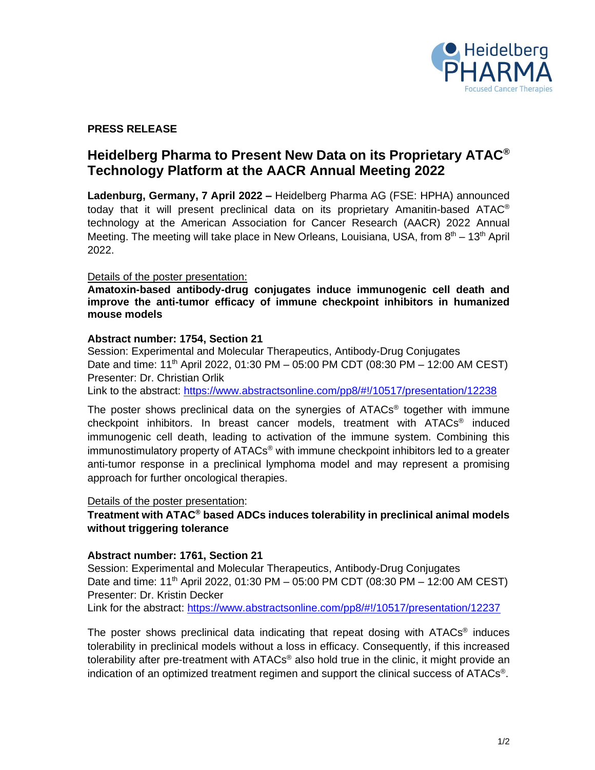**PRESS RELEASE**

# Heidelberg Pharma to Present New Data on its Proprietary ATAC® Technology Platform at the AACR Annual Meeting 2022

**Ladenburg, Germany, 7 April 2022 –** Heidelberg Pharma AG (FSE: HPHA) announced today that it will present preclinical data on its proprietary Amanitin-based ATAC® technology at the American Association for Cancer Research (AACR) 2022 Annual Meeting. The meeting will take place in New Orleans, Louisiana, USA, from 8th – 13th April 2022.

Details of the poster presentation:

**Amatoxin-based antibody-drug conjugates induce immunogenic cell death and improve the anti-tumor efficacy of immune checkpoint inhibitors in humanized mouse models**

**Abstract number: 1754, Section 21**

Session: Experimental and Molecular Therapeutics, Antibody-Drug Conjugates
Date and time: 11th April 2022, 01:30 PM – 05:00 PM CDT (08:30 PM – 12:00 AM CEST)
Presenter: Dr. Christian Orlik
Link to the abstract: https://www.abstractsonline.com/pp8/#!/10517/presentation/12238

The poster shows preclinical data on the synergies of ATACs® together with immune checkpoint inhibitors. In breast cancer models, treatment with ATACs® induced immunogenic cell death, leading to activation of the immune system. Combining this immunostimulatory property of ATACs® with immune checkpoint inhibitors led to a greater anti-tumor response in a preclinical lymphoma model and may represent a promising approach for further oncological therapies.

Details of the poster presentation:

**Treatment with ATAC® based ADCs induces tolerability in preclinical animal models without triggering tolerance**

**Abstract number: 1761, Section 21**

Session: Experimental and Molecular Therapeutics, Antibody-Drug Conjugates
Date and time: 11th April 2022, 01:30 PM – 05:00 PM CDT (08:30 PM – 12:00 AM CEST)
Presenter: Dr. Kristin Decker
Link for the abstract: https://www.abstractsonline.com/pp8/#!/10517/presentation/12237

The poster shows preclinical data indicating that repeat dosing with ATACs® induces tolerability in preclinical models without a loss in efficacy. Consequently, if this increased tolerability after pre-treatment with ATACs® also hold true in the clinic, it might provide an indication of an optimized treatment regimen and support the clinical success of ATACs®.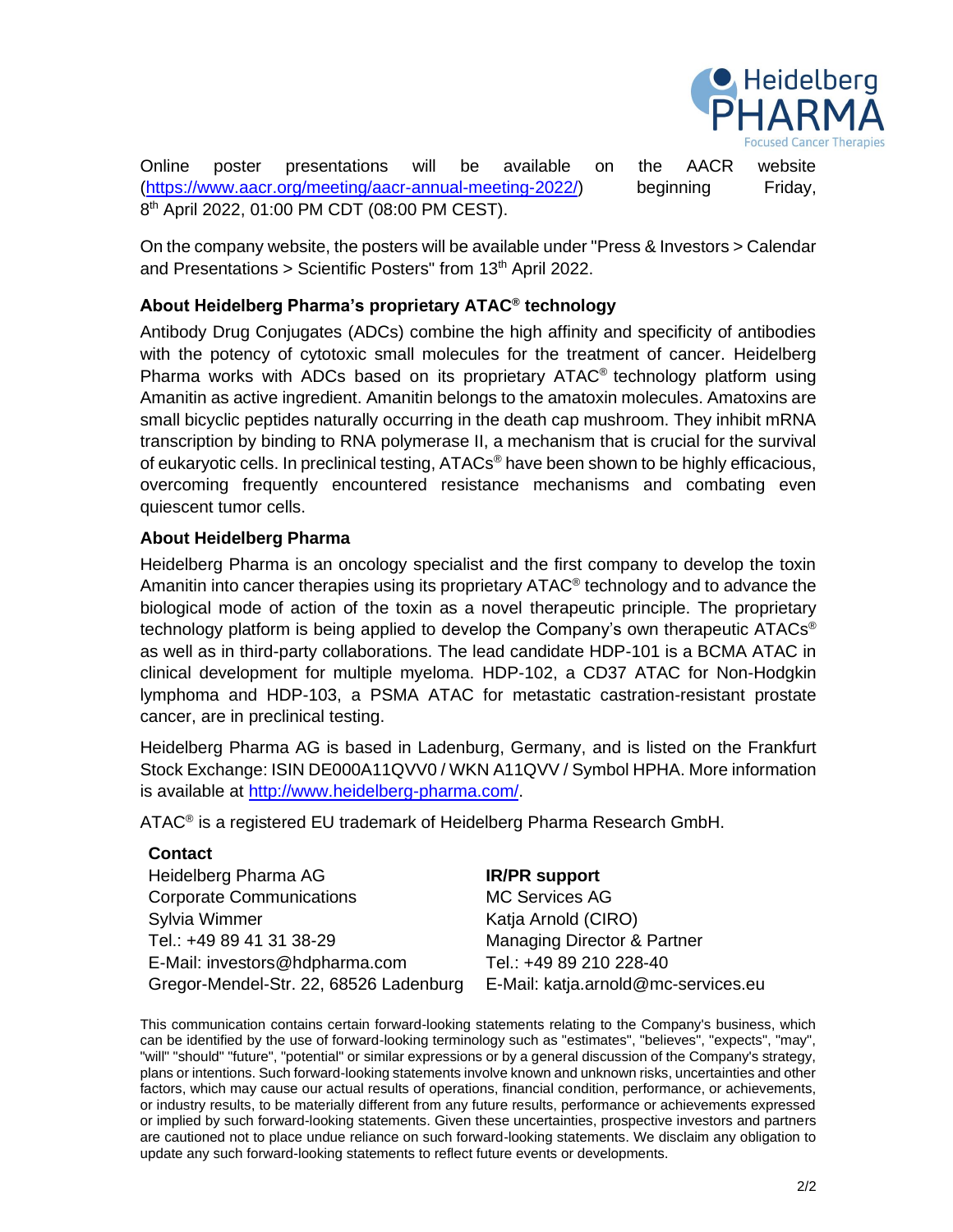Online poster presentations will be available on the AACR website (https://www.aacr.org/meeting/aacr-annual-meeting-2022/) beginning Friday, 8th April 2022, 01:00 PM CDT (08:00 PM CEST).

On the company website, the posters will be available under "Press & Investors > Calendar and Presentations > Scientific Posters" from 13th April 2022.

### About Heidelberg Pharma's proprietary ATAC® technology

Antibody Drug Conjugates (ADCs) combine the high affinity and specificity of antibodies with the potency of cytotoxic small molecules for the treatment of cancer. Heidelberg Pharma works with ADCs based on its proprietary ATAC® technology platform using Amanitin as active ingredient. Amanitin belongs to the amatoxin molecules. Amatoxins are small bicyclic peptides naturally occurring in the death cap mushroom. They inhibit mRNA transcription by binding to RNA polymerase II, a mechanism that is crucial for the survival of eukaryotic cells. In preclinical testing, ATACs® have been shown to be highly efficacious, overcoming frequently encountered resistance mechanisms and combating even quiescent tumor cells.

### About Heidelberg Pharma

Heidelberg Pharma is an oncology specialist and the first company to develop the toxin Amanitin into cancer therapies using its proprietary ATAC® technology and to advance the biological mode of action of the toxin as a novel therapeutic principle. The proprietary technology platform is being applied to develop the Company's own therapeutic ATACs® as well as in third-party collaborations. The lead candidate HDP-101 is a BCMA ATAC in clinical development for multiple myeloma. HDP-102, a CD37 ATAC for Non-Hodgkin lymphoma and HDP-103, a PSMA ATAC for metastatic castration-resistant prostate cancer, are in preclinical testing.

Heidelberg Pharma AG is based in Ladenburg, Germany, and is listed on the Frankfurt Stock Exchange: ISIN DE000A11QVV0 / WKN A11QVV / Symbol HPHA. More information is available at http://www.heidelberg-pharma.com/.

ATAC® is a registered EU trademark of Heidelberg Pharma Research GmbH.

**Contact**

Heidelberg Pharma AG
Corporate Communications
Sylvia Wimmer
Tel.: +49 89 41 31 38-29
E-Mail: investors@hdpharma.com
Gregor-Mendel-Str. 22, 68526 Ladenburg

**IR/PR support**
MC Services AG
Katja Arnold (CIRO)
Managing Director & Partner
Tel.: +49 89 210 228-40
E-Mail: katja.arnold@mc-services.eu

This communication contains certain forward-looking statements relating to the Company's business, which can be identified by the use of forward-looking terminology such as "estimates", "believes", "expects", "may", "will" "should" "future", "potential" or similar expressions or by a general discussion of the Company's strategy, plans or intentions. Such forward-looking statements involve known and unknown risks, uncertainties and other factors, which may cause our actual results of operations, financial condition, performance, or achievements, or industry results, to be materially different from any future results, performance or achievements expressed or implied by such forward-looking statements. Given these uncertainties, prospective investors and partners are cautioned not to place undue reliance on such forward-looking statements. We disclaim any obligation to update any such forward-looking statements to reflect future events or developments.